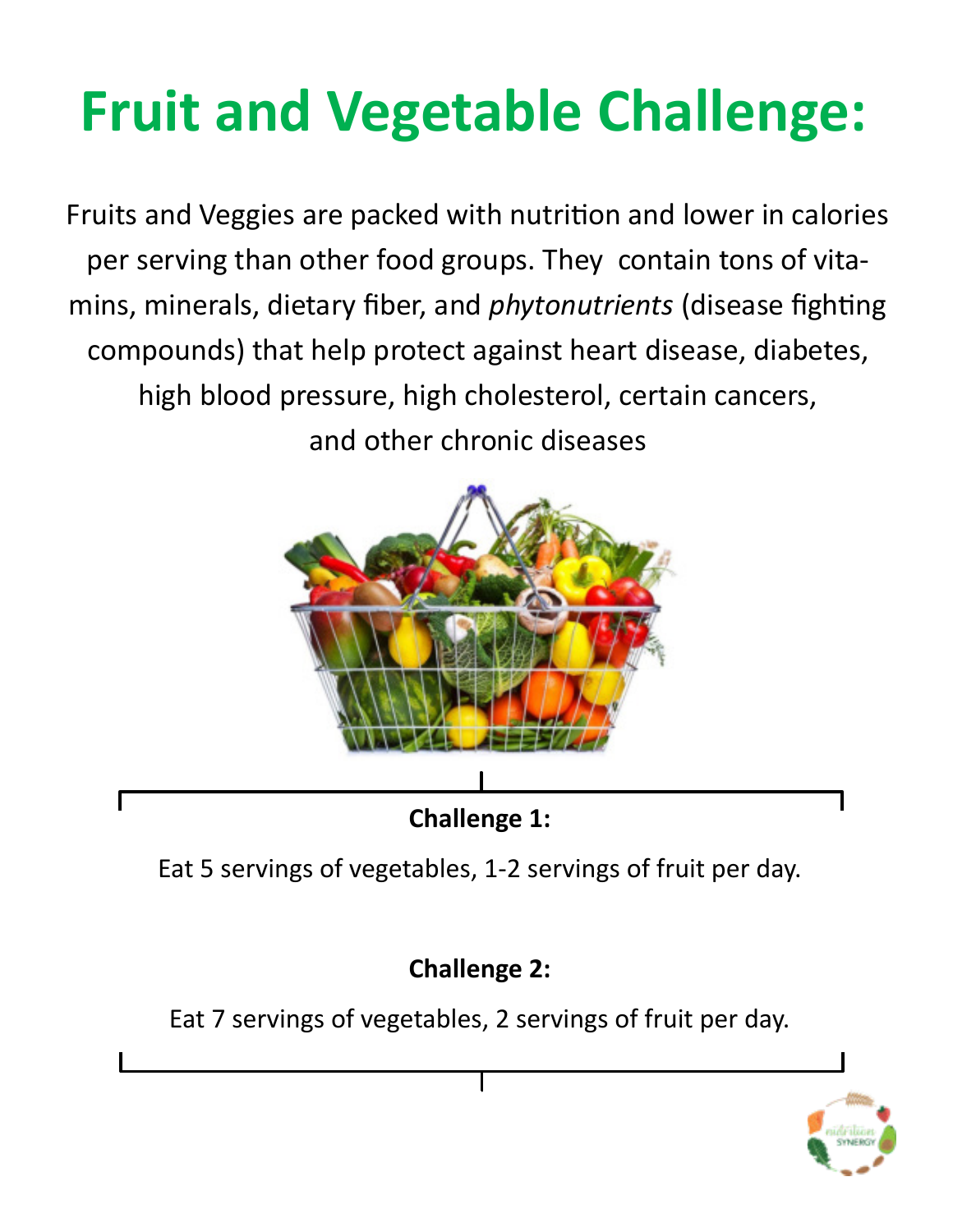# Fruit and Vegetable Challenge:

Fruits and Veggies are packed with nutrition and lower in calories per serving than other food groups. They contain tons of vitamins, minerals, dietary fiber, and *phytonutrients* (disease fighting compounds) that help protect against heart disease, diabetes, high blood pressure, high cholesterol, certain cancers, and other chronic diseases

**Challenge 1:**

Eat 5 servings of vegetables, 1-2 servings of fruit per day.

**Challenge 2:**

Eat 7 servings of vegetables, 2 servings of fruit per day.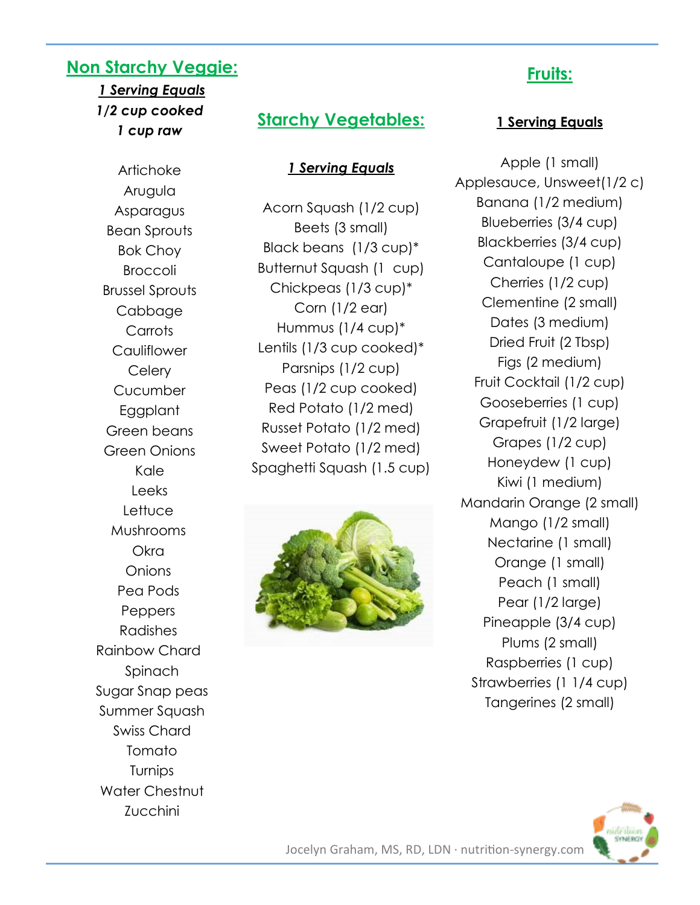## Non Starchy Veggie:

***1 Serving Equals***
***1/2 cup cooked***
***1 cup raw***

Artichoke
Arugula
Asparagus
Bean Sprouts
Bok Choy
Broccoli
Brussel Sprouts
Cabbage
Carrots
Cauliflower
Celery
Cucumber
Eggplant
Green beans
Green Onions
Kale
Leeks
Lettuce
Mushrooms
Okra
Onions
Pea Pods
Peppers
Radishes
Rainbow Chard
Spinach
Sugar Snap peas
Summer Squash
Swiss Chard
Tomato
Turnips
Water Chestnut
Zucchini

## Starchy Vegetables:

***1 Serving Equals***

Acorn Squash (1/2 cup)
Beets (3 small)
Black beans (1/3 cup)*
Butternut Squash (1 cup)
Chickpeas (1/3 cup)*
Corn (1/2 ear)
Hummus (1/4 cup)*
Lentils (1/3 cup cooked)*
Parsnips (1/2 cup)
Peas (1/2 cup cooked)
Red Potato (1/2 med)
Russet Potato (1/2 med)
Sweet Potato (1/2 med)
Spaghetti Squash (1.5 cup)

## Fruits:

**1 Serving Equals**

Apple (1 small)
Applesauce, Unsweet(1/2 c)
Banana (1/2 medium)
Blueberries (3/4 cup)
Blackberries (3/4 cup)
Cantaloupe (1 cup)
Cherries (1/2 cup)
Clementine (2 small)
Dates (3 medium)
Dried Fruit (2 Tbsp)
Figs (2 medium)
Fruit Cocktail (1/2 cup)
Gooseberies (1 cup)
Grapefruit (1/2 large)
Grapes (1/2 cup)
Honeydew (1 cup)
Kiwi (1 medium)
Mandarin Orange (2 small)
Mango (1/2 small)
Nectarine (1 small)
Orange (1 small)
Peach (1 small)
Pear (1/2 large)
Pineapple (3/4 cup)
Plums (2 small)
Raspberries (1 cup)
Strawberries (1 1/4 cup)
Tangerines (2 small)

Jocelyn Graham, MS, RD, LDN · nutrition-synergy.com